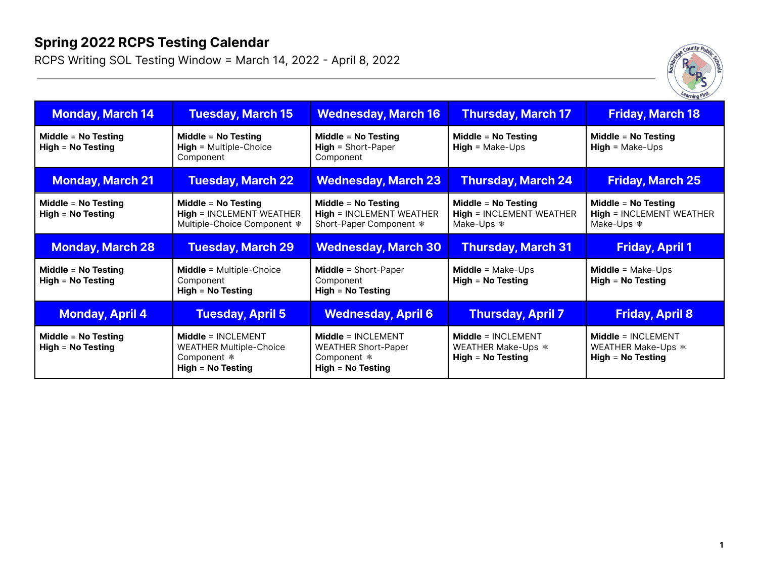# Spring 2022 RCPS Testing Calendar

RCPS Writing SOL Testing Window = March 14, 2022 - April 8, 2022

| Monday, March 14 | Tuesday, March 15 | Wednesday, March 16 | Thursday, March 17 | Friday, March 18 |
|---|---|---|---|---|
| **Middle** = **No Testing**<br>**High** = **No Testing** | **Middle** = **No Testing**<br>**High** = Multiple-Choice Component | **Middle** = **No Testing**<br>**High** = Short-Paper Component | **Middle** = **No Testing**<br>**High** = Make-Ups | **Middle** = **No Testing**<br>**High** = Make-Ups |
| **Monday, March 21** | **Tuesday, March 22** | **Wednesday, March 23** | **Thursday, March 24** | **Friday, March 25** |
| **Middle** = **No Testing**<br>**High** = **No Testing** | **Middle** = **No Testing**<br>**High** = INCLEMENT WEATHER Multiple-Choice Component ❄ | **Middle** = **No Testing**<br>**High** = INCLEMENT WEATHER Short-Paper Component ❄ | **Middle** = **No Testing**<br>**High** = INCLEMENT WEATHER Make-Ups ❄ | **Middle** = **No Testing**<br>**High** = INCLEMENT WEATHER Make-Ups ❄ |
| **Monday, March 28** | **Tuesday, March 29** | **Wednesday, March 30** | **Thursday, March 31** | **Friday, April 1** |
| **Middle** = **No Testing**<br>**High** = **No Testing** | **Middle** = Multiple-Choice Component<br>**High** = **No Testing** | **Middle** = Short-Paper Component<br>**High** = **No Testing** | **Middle** = Make-Ups<br>**High** = **No Testing** | **Middle** = Make-Ups<br>**High** = **No Testing** |
| **Monday, April 4** | **Tuesday, April 5** | **Wednesday, April 6** | **Thursday, April 7** | **Friday, April 8** |
| **Middle** = **No Testing**<br>**High** = **No Testing** | **Middle** = INCLEMENT WEATHER Multiple-Choice Component ❄<br>**High** = **No Testing** | **Middle** = INCLEMENT WEATHER Short-Paper Component ❄<br>**High** = **No Testing** | **Middle** = INCLEMENT WEATHER Make-Ups ❄<br>**High** = **No Testing** | **Middle** = INCLEMENT WEATHER Make-Ups ❄<br>**High** = **No Testing** |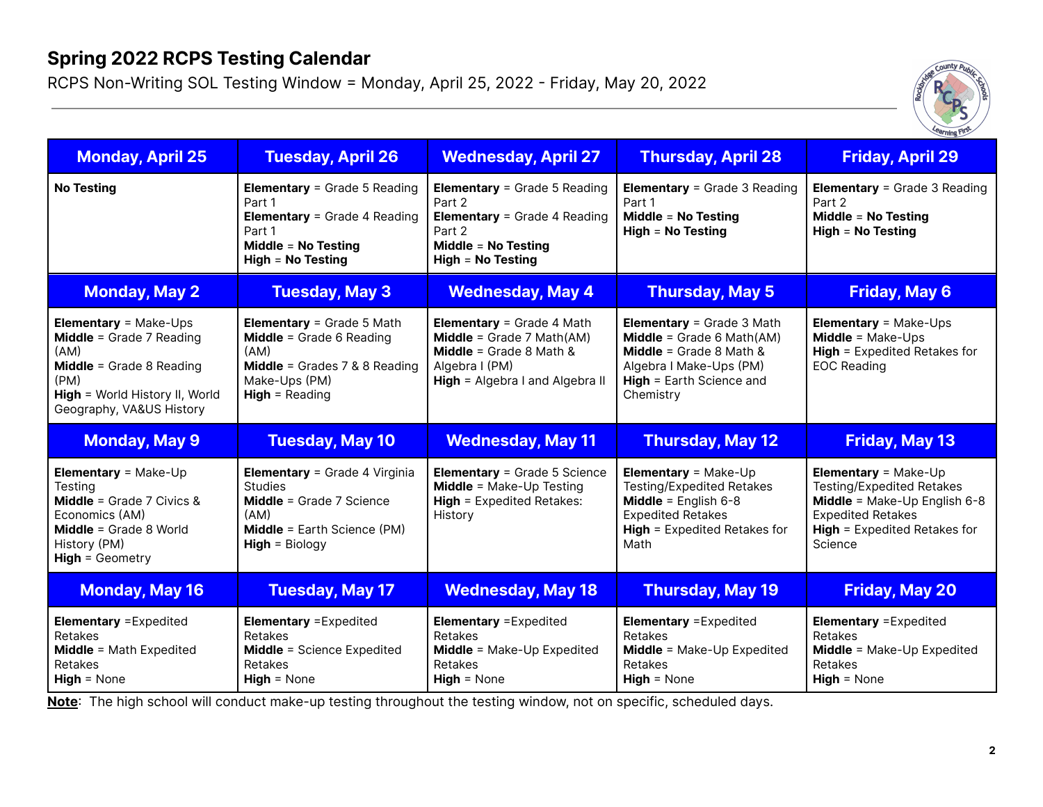# Spring 2022 RCPS Testing Calendar

RCPS Non-Writing SOL Testing Window = Monday, April 25, 2022 - Friday, May 20, 2022

| Monday, April 25 | Tuesday, April 26 | Wednesday, April 27 | Thursday, April 28 | Friday, April 29 |
|---|---|---|---|---|
| **No Testing** | **Elementary** = Grade 5 Reading Part 1<br>**Elementary** = Grade 4 Reading Part 1<br>**Middle** = **No Testing**<br>**High** = **No Testing** | **Elementary** = Grade 5 Reading Part 2<br>**Elementary** = Grade 4 Reading Part 2<br>**Middle** = **No Testing**<br>**High** = **No Testing** | **Elementary** = Grade 3 Reading Part 1<br>**Middle** = **No Testing**<br>**High** = **No Testing** | **Elementary** = Grade 3 Reading Part 2<br>**Middle** = **No Testing**<br>**High** = **No Testing** |
| **Monday, May 2** | **Tuesday, May 3** | **Wednesday, May 4** | **Thursday, May 5** | **Friday, May 6** |
| **Elementary** = Make-Ups<br>**Middle** = Grade 7 Reading (AM)<br>**Middle** = Grade 8 Reading (PM)<br>**High** = World History II, World Geography, VA&US History | **Elementary** = Grade 5 Math<br>**Middle** = Grade 6 Reading (AM)<br>**Middle** = Grades 7 & 8 Reading Make-Ups (PM)<br>**High** = Reading | **Elementary** = Grade 4 Math<br>**Middle** = Grade 7 Math(AM)<br>**Middle** = Grade 8 Math & Algebra I (PM)<br>**High** = Algebra I and Algebra II | **Elementary** = Grade 3 Math<br>**Middle** = Grade 6 Math(AM)<br>**Middle** = Grade 8 Math & Algebra I Make-Ups (PM)<br>**High** = Earth Science and Chemistry | **Elementary** = Make-Ups<br>**Middle** = Make-Ups<br>**High** = Expedited Retakes for EOC Reading |
| **Monday, May 9** | **Tuesday, May 10** | **Wednesday, May 11** | **Thursday, May 12** | **Friday, May 13** |
| **Elementary** = Make-Up Testing<br>**Middle** = Grade 7 Civics & Economics (AM)<br>**Middle** = Grade 8 World History (PM)<br>**High** = Geometry | **Elementary** = Grade 4 Virginia Studies<br>**Middle** = Grade 7 Science (AM)<br>**Middle** = Earth Science (PM)<br>**High** = Biology | **Elementary** = Grade 5 Science<br>**Middle** = Make-Up Testing<br>**High** = Expedited Retakes: History | **Elementary** = Make-Up Testing/Expedited Retakes<br>**Middle** = English 6-8 Expedited Retakes<br>**High** = Expedited Retakes for Math | **Elementary** = Make-Up Testing/Expedited Retakes<br>**Middle** = Make-Up English 6-8 Expedited Retakes<br>**High** = Expedited Retakes for Science |
| **Monday, May 16** | **Tuesday, May 17** | **Wednesday, May 18** | **Thursday, May 19** | **Friday, May 20** |
| **Elementary** =Expedited Retakes<br>**Middle** = Math Expedited Retakes<br>**High** = None | **Elementary** =Expedited Retakes<br>**Middle** = Science Expedited Retakes<br>**High** = None | **Elementary** =Expedited Retakes<br>**Middle** = Make-Up Expedited Retakes<br>**High** = None | **Elementary** =Expedited Retakes<br>**Middle** = Make-Up Expedited Retakes<br>**High** = None | **Elementary** =Expedited Retakes<br>**Middle** = Make-Up Expedited Retakes<br>**High** = None |

**Note**: The high school will conduct make-up testing throughout the testing window, not on specific, scheduled days.